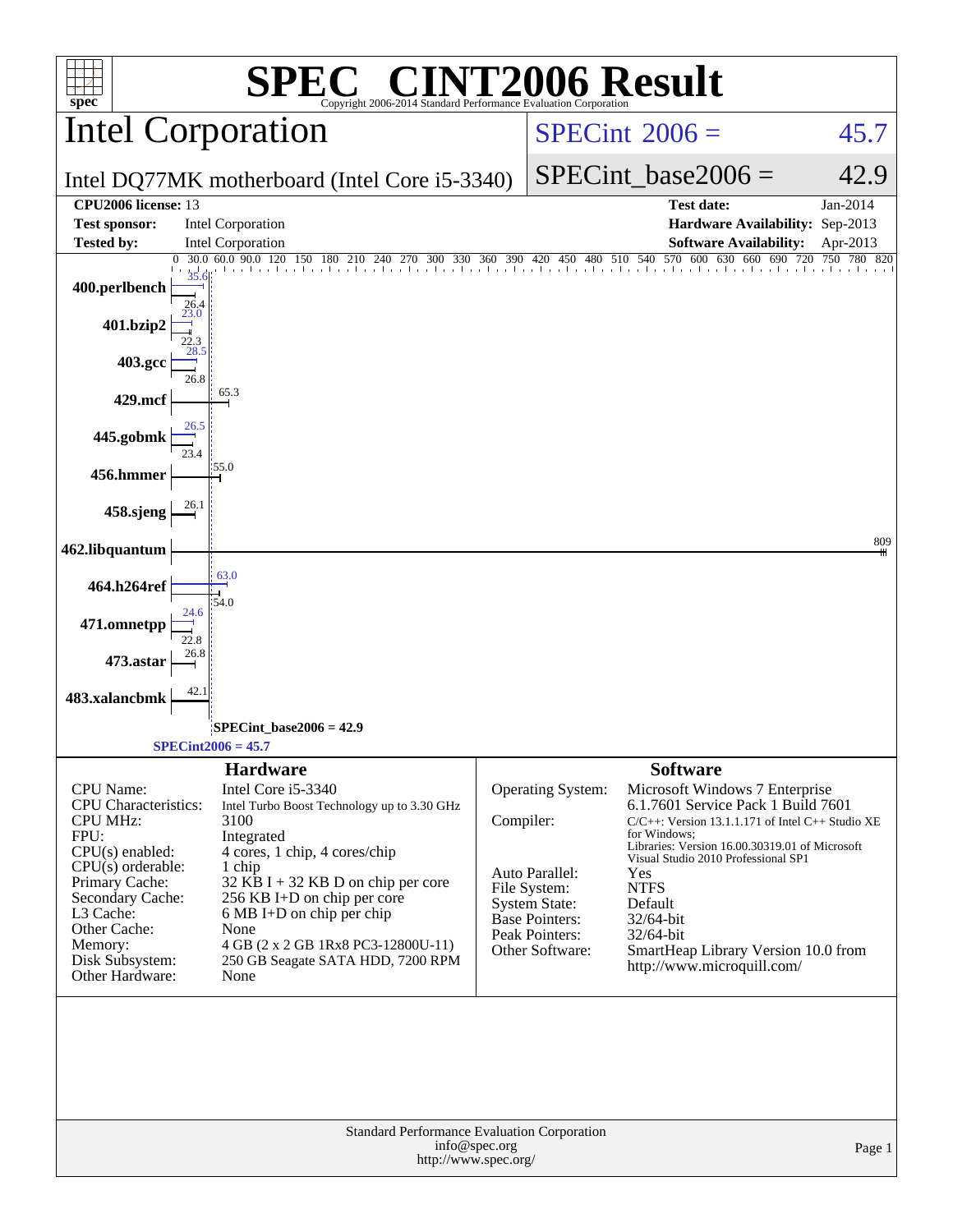# SPEC® CINT2006 Result

Copyright 2006-2014 Standard Performance Evaluation Corporation

## Intel Corporation

Intel DQ77MK motherboard (Intel Core i5-3340)

SPECint_2006 = 45.7

SPECint_base2006 = 42.9

| | | | |
|---|---|---|---|
| **CPU2006 license:** | 13 | **Test date:** | Jan-2014 |
| **Test sponsor:** | Intel Corporation | **Hardware Availability:** | Sep-2013 |
| **Tested by:** | Intel Corporation | **Software Availability:** | Apr-2013 |

| Benchmark | Peak | Base |
|---|---|---|
| 400.perlbench | 35.6 | 26.4 |
| 401.bzip2 | 23.0 | 22.3 |
| 403.gcc | 28.5 | 26.8 |
| 429.mcf | | 65.3 |
| 445.gobmk | 26.5 | 23.4 |
| 456.hmmer | | 55.0 |
| 458.sjeng | | 26.1 |
| 462.libquantum | | 809 |
| 464.h264ref | 63.0 | 54.0 |
| 471.omnetpp | 24.6 | 22.8 |
| 473.astar | | 26.8 |
| 483.xalancbmk | | 42.1 |

SPECint_base2006 = 42.9

SPECint2006 = 45.7

### Hardware

| | |
|---|---|
| CPU Name: | Intel Core i5-3340 |
| CPU Characteristics: | Intel Turbo Boost Technology up to 3.30 GHz |
| CPU MHz: | 3100 |
| FPU: | Integrated |
| CPU(s) enabled: | 4 cores, 1 chip, 4 cores/chip |
| CPU(s) orderable: | 1 chip |
| Primary Cache: | 32 KB I + 32 KB D on chip per core |
| Secondary Cache: | 256 KB I+D on chip per core |
| L3 Cache: | 6 MB I+D on chip per chip |
| Other Cache: | None |
| Memory: | 4 GB (2 x 2 GB 1Rx8 PC3-12800U-11) |
| Disk Subsystem: | 250 GB Seagate SATA HDD, 7200 RPM |
| Other Hardware: | None |

### Software

| | |
|---|---|
| Operating System: | Microsoft Windows 7 Enterprise 6.1.7601 Service Pack 1 Build 7601 |
| Compiler: | C/C++: Version 13.1.1.171 of Intel C++ Studio XE for Windows; Libraries: Version 16.00.30319.01 of Microsoft Visual Studio 2010 Professional SP1 |
| Auto Parallel: | Yes |
| File System: | NTFS |
| System State: | Default |
| Base Pointers: | 32/64-bit |
| Peak Pointers: | 32/64-bit |
| Other Software: | SmartHeap Library Version 10.0 from http://www.microquill.com/ |

Standard Performance Evaluation Corporation
info@spec.org
http://www.spec.org/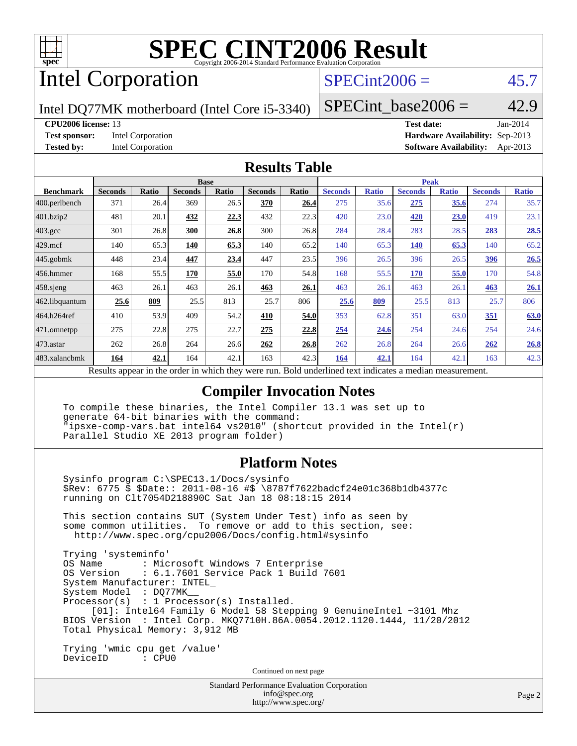# SPEC CINT2006 Result

Copyright 2006-2014 Standard Performance Evaluation Corporation

# Intel Corporation

Intel DQ77MK motherboard (Intel Core i5-3340)

SPECint2006 = 45.7

SPECint_base2006 = 42.9

**CPU2006 license:** 13

**Test sponsor:** Intel Corporation

**Tested by:** Intel Corporation

**Test date:** Jan-2014

**Hardware Availability:** Sep-2013

**Software Availability:** Apr-2013

## Results Table

| Benchmark | Base | | | | | | Peak | | | | | |
|---|---|---|---|---|---|---|---|---|---|---|---|---|
| | Seconds | Ratio | Seconds | Ratio | Seconds | Ratio | Seconds | Ratio | Seconds | Ratio | Seconds | Ratio |
| 400.perlbench | 371 | 26.4 | 369 | 26.5 | **370** | **26.4** | 275 | 35.6 | **275** | **35.6** | 274 | 35.7 |
| 401.bzip2 | 481 | 20.1 | **432** | **22.3** | 432 | 22.3 | 420 | 23.0 | **420** | **23.0** | 419 | 23.1 |
| 403.gcc | 301 | 26.8 | **300** | **26.8** | 300 | 26.8 | 284 | 28.4 | 283 | 28.5 | **283** | **28.5** |
| 429.mcf | 140 | 65.3 | **140** | **65.3** | 140 | 65.2 | 140 | 65.3 | **140** | **65.3** | 140 | 65.2 |
| 445.gobmk | 448 | 23.4 | **447** | **23.4** | 447 | 23.5 | 396 | 26.5 | 396 | 26.5 | **396** | **26.5** |
| 456.hmmer | 168 | 55.5 | **170** | **55.0** | 170 | 54.8 | 168 | 55.5 | **170** | **55.0** | 170 | 54.8 |
| 458.sjeng | 463 | 26.1 | 463 | 26.1 | **463** | **26.1** | 463 | 26.1 | 463 | 26.1 | **463** | **26.1** |
| 462.libquantum | **25.6** | **809** | 25.5 | 813 | 25.7 | 806 | **25.6** | **809** | 25.5 | 813 | 25.7 | 806 |
| 464.h264ref | 410 | 53.9 | 409 | 54.2 | **410** | **54.0** | 353 | 62.8 | 351 | 63.0 | **351** | **63.0** |
| 471.omnetpp | 275 | 22.8 | 275 | 22.7 | **275** | **22.8** | **254** | **24.6** | 254 | 24.6 | 254 | 24.6 |
| 473.astar | 262 | 26.8 | 264 | 26.6 | **262** | **26.8** | 262 | 26.8 | 264 | 26.6 | **262** | **26.8** |
| 483.xalancbmk | **164** | **42.1** | 164 | 42.1 | 163 | 42.3 | **164** | **42.1** | 164 | 42.1 | 163 | 42.3 |

Results appear in the order in which they were run. Bold underlined text indicates a median measurement.

## Compiler Invocation Notes

```
To compile these binaries, the Intel Compiler 13.1 was set up to
generate 64-bit binaries with the command:
"ipsxe-comp-vars.bat intel64 vs2010" (shortcut provided in the Intel(r)
Parallel Studio XE 2013 program folder)
```

## Platform Notes

```
Sysinfo program C:\SPEC13.1/Docs/sysinfo
$Rev: 6775 $ $Date:: 2011-08-16 #$ \8787f7622badcf24e01c368b1db4377c
running on Clt7054D218890C Sat Jan 18 08:18:15 2014

This section contains SUT (System Under Test) info as seen by
some common utilities.  To remove or add to this section, see:
  http://www.spec.org/cpu2006/Docs/config.html#sysinfo

Trying 'systeminfo'
OS Name          : Microsoft Windows 7 Enterprise
OS Version       : 6.1.7601 Service Pack 1 Build 7601
System Manufacturer: INTEL_
System Model     : DQ77MK__
Processor(s)     : 1 Processor(s) Installed.
      [01]: Intel64 Family 6 Model 58 Stepping 9 GenuineIntel ~3101 Mhz
BIOS Version     : Intel Corp. MKQ7710H.86A.0054.2012.1120.1444, 11/20/2012
Total Physical Memory: 3,912 MB

Trying 'wmic cpu get /value'
DeviceID         : CPU0
```

Continued on next page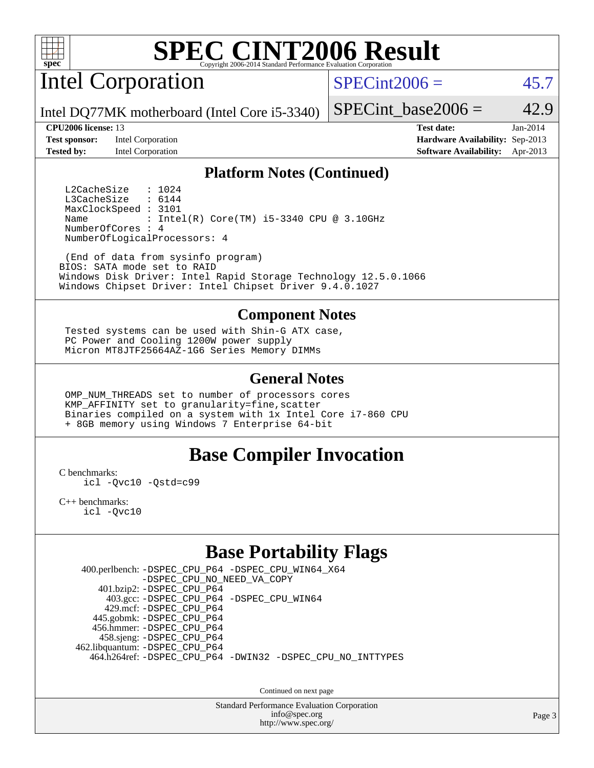# SPEC CINT2006 Result

## Intel Corporation

Intel DQ77MK motherboard (Intel Core i5-3340)

SPECint2006 = 45.7

SPECint_base2006 = 42.9

| | | | |
|---|---|---|---|
| **CPU2006 license:** 13 | | **Test date:** | Jan-2014 |
| **Test sponsor:** | Intel Corporation | **Hardware Availability:** | Sep-2013 |
| **Tested by:** | Intel Corporation | **Software Availability:** | Apr-2013 |

### Platform Notes (Continued)

```
  L2CacheSize    : 1024
  L3CacheSize    : 6144
  MaxClockSpeed : 3101
  Name           : Intel(R) Core(TM) i5-3340 CPU @ 3.10GHz
  NumberOfCores : 4
  NumberOfLogicalProcessors: 4

  (End of data from sysinfo program)
BIOS: SATA mode set to RAID
Windows Disk Driver: Intel Rapid Storage Technology 12.5.0.1066
Windows Chipset Driver: Intel Chipset Driver 9.4.0.1027
```

### Component Notes

```
Tested systems can be used with Shin-G ATX case,
PC Power and Cooling 1200W power supply
Micron MT8JTF25664AZ-1G6 Series Memory DIMMs
```

### General Notes

```
OMP_NUM_THREADS set to number of processors cores
KMP_AFFINITY set to granularity=fine,scatter
Binaries compiled on a system with 1x Intel Core i7-860 CPU
+ 8GB memory using Windows 7 Enterprise 64-bit
```

## Base Compiler Invocation

C benchmarks:
    icl -Qvc10 -Qstd=c99

C++ benchmarks:
    icl -Qvc10

## Base Portability Flags

400.perlbench: -DSPEC_CPU_P64 -DSPEC_CPU_WIN64_X64 -DSPEC_CPU_NO_NEED_VA_COPY
401.bzip2: -DSPEC_CPU_P64
403.gcc: -DSPEC_CPU_P64 -DSPEC_CPU_WIN64
429.mcf: -DSPEC_CPU_P64
445.gobmk: -DSPEC_CPU_P64
456.hmmer: -DSPEC_CPU_P64
458.sjeng: -DSPEC_CPU_P64
462.libquantum: -DSPEC_CPU_P64
464.h264ref: -DSPEC_CPU_P64 -DWIN32 -DSPEC_CPU_NO_INTTYPES

Continued on next page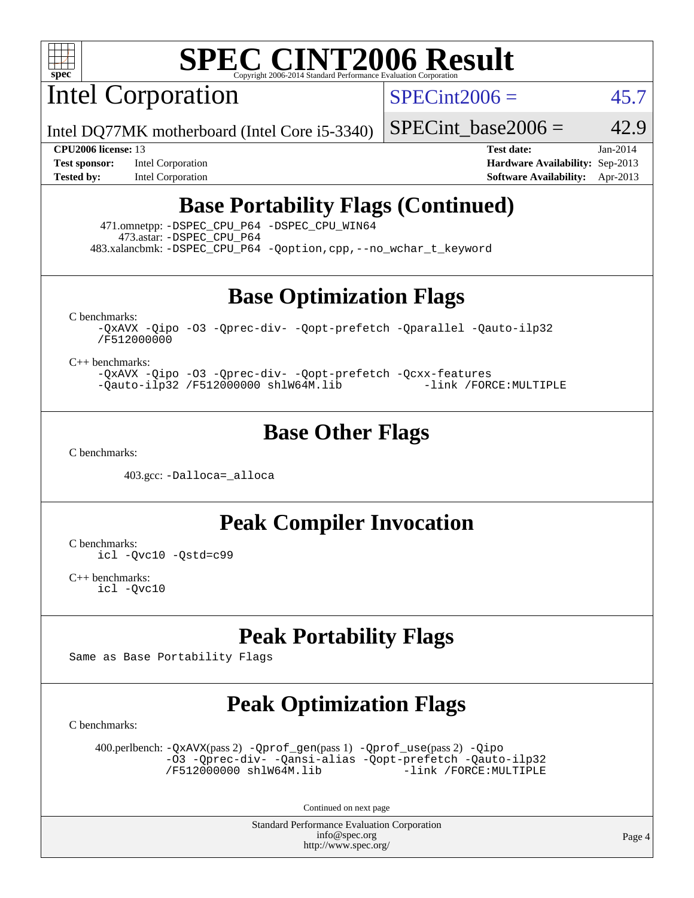# SPEC CINT2006 Result

## Intel Corporation

Intel DQ77MK motherboard (Intel Core i5-3340)

SPECint2006 = 45.7

SPECint_base2006 = 42.9

**CPU2006 license:** 13
**Test sponsor:** Intel Corporation
**Tested by:** Intel Corporation

**Test date:** Jan-2014
**Hardware Availability:** Sep-2013
**Software Availability:** Apr-2013

## Base Portability Flags (Continued)

471.omnetpp: `-DSPEC_CPU_P64 -DSPEC_CPU_WIN64`
473.astar: `-DSPEC_CPU_P64`
483.xalancbmk: `-DSPEC_CPU_P64 -Qoption,cpp,--no_wchar_t_keyword`

## Base Optimization Flags

C benchmarks:

```
-QxAVX -Qipo -O3 -Qprec-div- -Qopt-prefetch -Qparallel -Qauto-ilp32
/F512000000
```

C++ benchmarks:

```
-QxAVX -Qipo -O3 -Qprec-div- -Qopt-prefetch -Qcxx-features
-Qauto-ilp32 /F512000000 shlW64M.lib           -link /FORCE:MULTIPLE
```

## Base Other Flags

C benchmarks:

403.gcc: `-Dalloca=_alloca`

## Peak Compiler Invocation

C benchmarks:

```
icl -Qvc10 -Qstd=c99
```

C++ benchmarks:

```
icl -Qvc10
```

## Peak Portability Flags

Same as Base Portability Flags

## Peak Optimization Flags

C benchmarks:

400.perlbench: `-QxAVX`(pass 2) `-Qprof_gen`(pass 1) `-Qprof_use`(pass 2) `-Qipo -O3 -Qprec-div- -Qansi-alias -Qopt-prefetch -Qauto-ilp32 /F512000000 shlW64M.lib -link /FORCE:MULTIPLE`

Continued on next page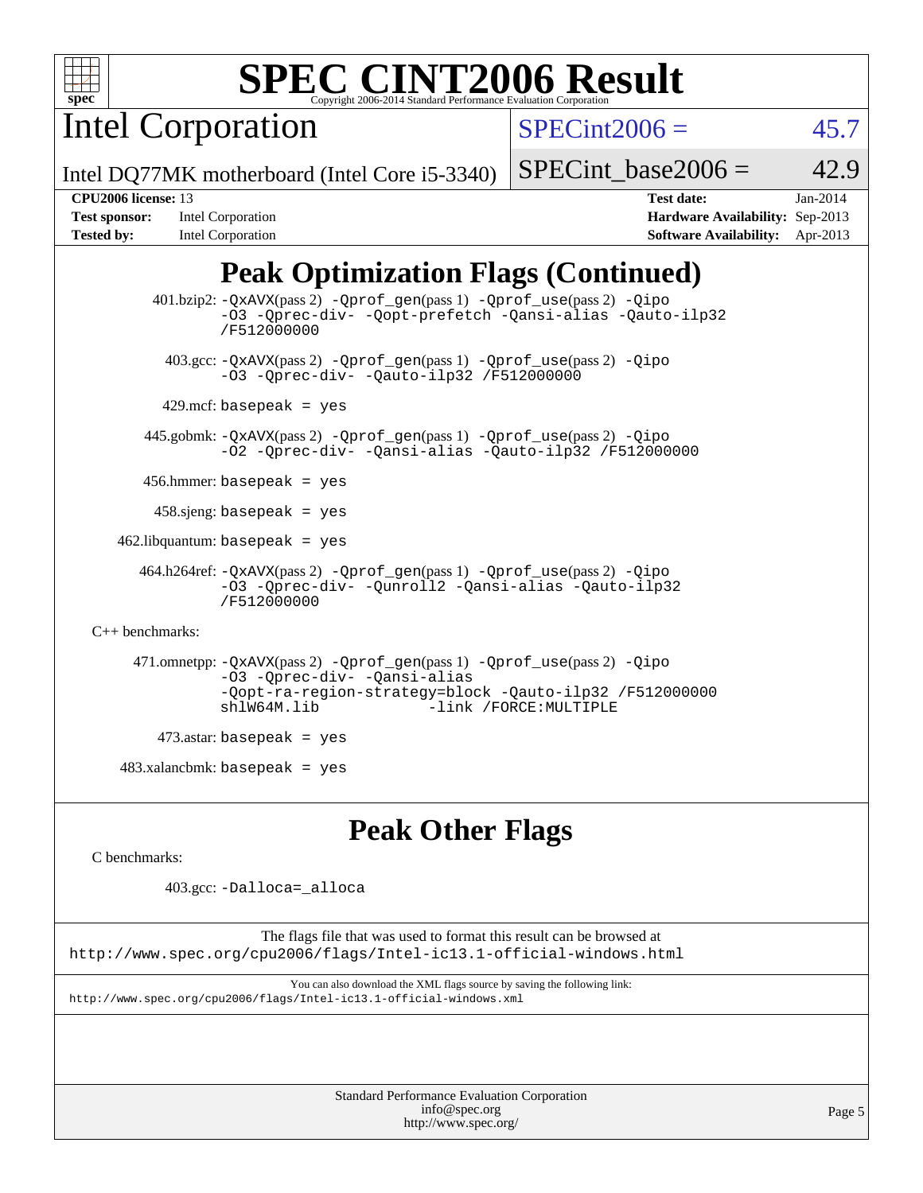# SPEC CINT2006 Result

Copyright 2006-2014 Standard Performance Evaluation Corporation

## Intel Corporation

Intel DQ77MK motherboard (Intel Core i5-3340)

SPECint2006 = 45.7

SPECint_base2006 = 42.9

**CPU2006 license:** 13
**Test sponsor:** Intel Corporation
**Tested by:** Intel Corporation

**Test date:** Jan-2014
**Hardware Availability:** Sep-2013
**Software Availability:** Apr-2013

## Peak Optimization Flags (Continued)

401.bzip2: -QxAVX(pass 2) -Qprof_gen(pass 1) -Qprof_use(pass 2) -Qipo -O3 -Qprec-div- -Qopt-prefetch -Qansi-alias -Qauto-ilp32 /F512000000

403.gcc: -QxAVX(pass 2) -Qprof_gen(pass 1) -Qprof_use(pass 2) -Qipo -O3 -Qprec-div- -Qauto-ilp32 /F512000000

429.mcf: basepeak = yes

445.gobmk: -QxAVX(pass 2) -Qprof_gen(pass 1) -Qprof_use(pass 2) -Qipo -O2 -Qprec-div- -Qansi-alias -Qauto-ilp32 /F512000000

456.hmmer: basepeak = yes

458.sjeng: basepeak = yes

462.libquantum: basepeak = yes

464.h264ref: -QxAVX(pass 2) -Qprof_gen(pass 1) -Qprof_use(pass 2) -Qipo -O3 -Qprec-div- -Qunroll2 -Qansi-alias -Qauto-ilp32 /F512000000

C++ benchmarks:

471.omnetpp: -QxAVX(pass 2) -Qprof_gen(pass 1) -Qprof_use(pass 2) -Qipo -O3 -Qprec-div- -Qansi-alias -Qopt-ra-region-strategy=block -Qauto-ilp32 /F512000000 shlW64M.lib -link /FORCE:MULTIPLE

473.astar: basepeak = yes

483.xalancbmk: basepeak = yes

## Peak Other Flags

C benchmarks:

403.gcc: -Dalloca=_alloca

The flags file that was used to format this result can be browsed at
http://www.spec.org/cpu2006/flags/Intel-ic13.1-official-windows.html

You can also download the XML flags source by saving the following link:
http://www.spec.org/cpu2006/flags/Intel-ic13.1-official-windows.xml

Standard Performance Evaluation Corporation
info@spec.org
http://www.spec.org/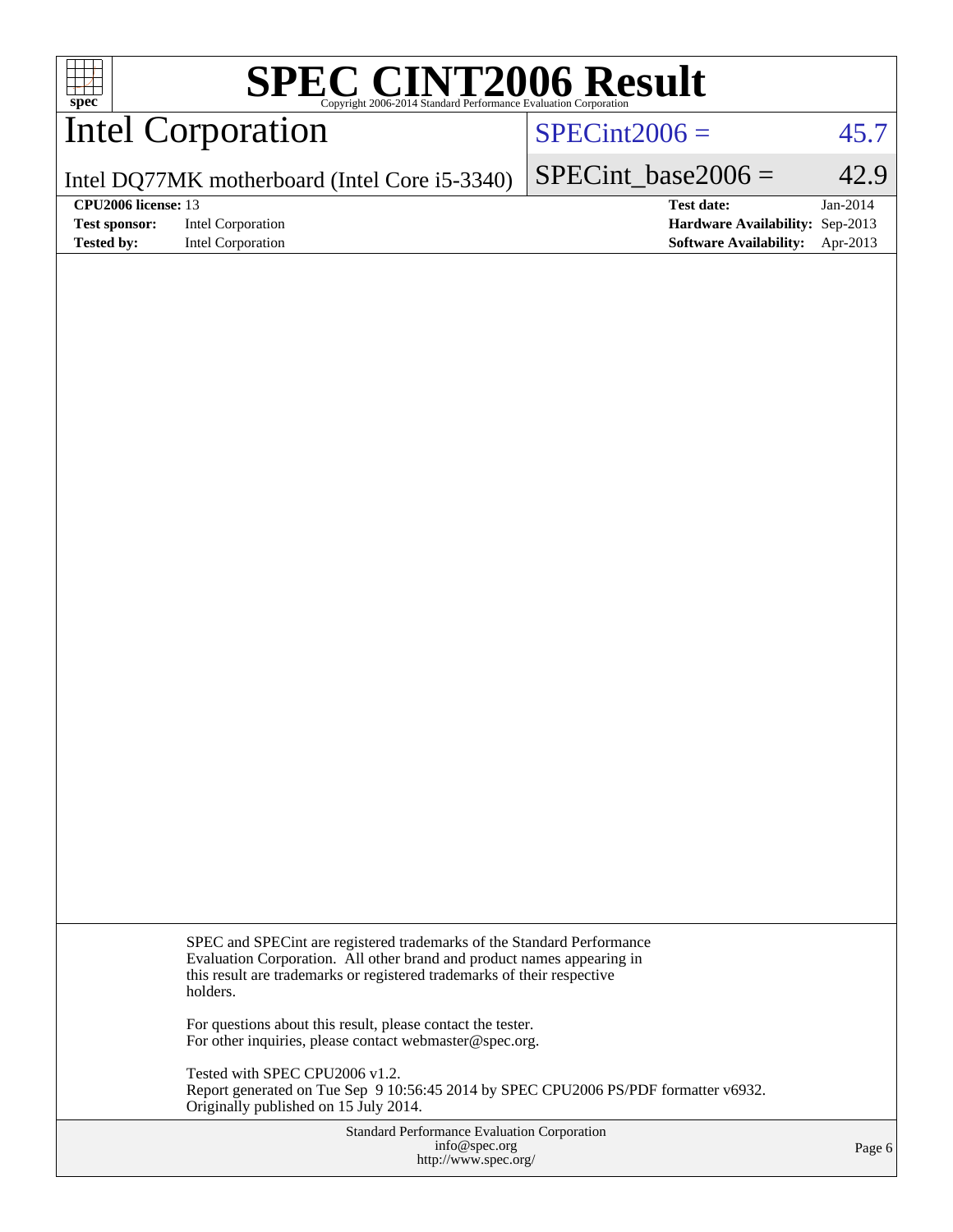# SPEC CINT2006 Result

Copyright 2006-2014 Standard Performance Evaluation Corporation

## Intel Corporation

Intel DQ77MK motherboard (Intel Core i5-3340)

SPECint2006 = 45.7

SPECint_base2006 = 42.9

**CPU2006 license:** 13
**Test sponsor:** Intel Corporation
**Tested by:** Intel Corporation

**Test date:** Jan-2014
**Hardware Availability:** Sep-2013
**Software Availability:** Apr-2013

SPEC and SPECint are registered trademarks of the Standard Performance Evaluation Corporation. All other brand and product names appearing in this result are trademarks or registered trademarks of their respective holders.

For questions about this result, please contact the tester.
For other inquiries, please contact webmaster@spec.org.

Tested with SPEC CPU2006 v1.2.
Report generated on Tue Sep 9 10:56:45 2014 by SPEC CPU2006 PS/PDF formatter v6932.
Originally published on 15 July 2014.

Standard Performance Evaluation Corporation
info@spec.org
http://www.spec.org/